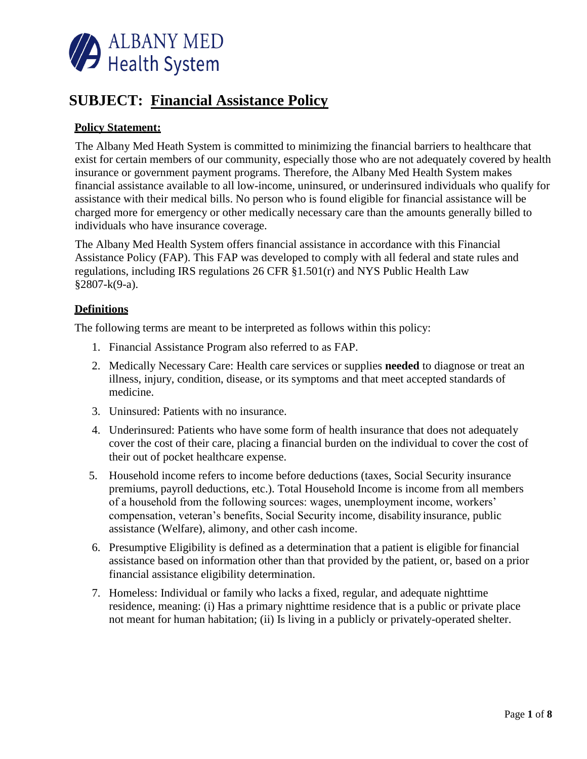ALBANY MED
Health System

# SUBJECT: Financial Assistance Policy

**Policy Statement:**

The Albany Med Heath System is committed to minimizing the financial barriers to healthcare that exist for certain members of our community, especially those who are not adequately covered by health insurance or government payment programs. Therefore, the Albany Med Health System makes financial assistance available to all low-income, uninsured, or underinsured individuals who qualify for assistance with their medical bills. No person who is found eligible for financial assistance will be charged more for emergency or other medically necessary care than the amounts generally billed to individuals who have insurance coverage.

The Albany Med Health System offers financial assistance in accordance with this Financial Assistance Policy (FAP). This FAP was developed to comply with all federal and state rules and regulations, including IRS regulations 26 CFR §1.501(r) and NYS Public Health Law §2807-k(9-a).

**Definitions**

The following terms are meant to be interpreted as follows within this policy:

1. Financial Assistance Program also referred to as FAP.
2. Medically Necessary Care: Health care services or supplies **needed** to diagnose or treat an illness, injury, condition, disease, or its symptoms and that meet accepted standards of medicine.
3. Uninsured: Patients with no insurance.
4. Underinsured: Patients who have some form of health insurance that does not adequately cover the cost of their care, placing a financial burden on the individual to cover the cost of their out of pocket healthcare expense.
5. Household income refers to income before deductions (taxes, Social Security insurance premiums, payroll deductions, etc.). Total Household Income is income from all members of a household from the following sources: wages, unemployment income, workers' compensation, veteran's benefits, Social Security income, disability insurance, public assistance (Welfare), alimony, and other cash income.
6. Presumptive Eligibility is defined as a determination that a patient is eligible for financial assistance based on information other than that provided by the patient, or, based on a prior financial assistance eligibility determination.
7. Homeless: Individual or family who lacks a fixed, regular, and adequate nighttime residence, meaning: (i) Has a primary nighttime residence that is a public or private place not meant for human habitation; (ii) Is living in a publicly or privately-operated shelter.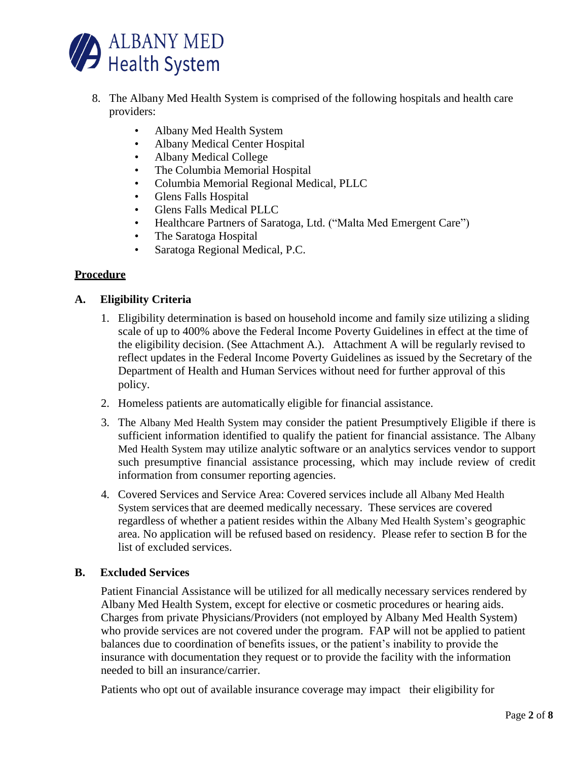8. The Albany Med Health System is comprised of the following hospitals and health care providers:

   - Albany Med Health System
   - Albany Medical Center Hospital
   - Albany Medical College
   - The Columbia Memorial Hospital
   - Columbia Memorial Regional Medical, PLLC
   - Glens Falls Hospital
   - Glens Falls Medical PLLC
   - Healthcare Partners of Saratoga, Ltd. ("Malta Med Emergent Care")
   - The Saratoga Hospital
   - Saratoga Regional Medical, P.C.

**Procedure**

**A. Eligibility Criteria**

1. Eligibility determination is based on household income and family size utilizing a sliding scale of up to 400% above the Federal Income Poverty Guidelines in effect at the time of the eligibility decision. (See Attachment A.). Attachment A will be regularly revised to reflect updates in the Federal Income Poverty Guidelines as issued by the Secretary of the Department of Health and Human Services without need for further approval of this policy.

2. Homeless patients are automatically eligible for financial assistance.

3. The Albany Med Health System may consider the patient Presumptively Eligible if there is sufficient information identified to qualify the patient for financial assistance. The Albany Med Health System may utilize analytic software or an analytics services vendor to support such presumptive financial assistance processing, which may include review of credit information from consumer reporting agencies.

4. Covered Services and Service Area: Covered services include all Albany Med Health System services that are deemed medically necessary. These services are covered regardless of whether a patient resides within the Albany Med Health System's geographic area. No application will be refused based on residency. Please refer to section B for the list of excluded services.

**B. Excluded Services**

Patient Financial Assistance will be utilized for all medically necessary services rendered by Albany Med Health System, except for elective or cosmetic procedures or hearing aids. Charges from private Physicians/Providers (not employed by Albany Med Health System) who provide services are not covered under the program. FAP will not be applied to patient balances due to coordination of benefits issues, or the patient's inability to provide the insurance with documentation they request or to provide the facility with the information needed to bill an insurance/carrier.

Patients who opt out of available insurance coverage may impact their eligibility for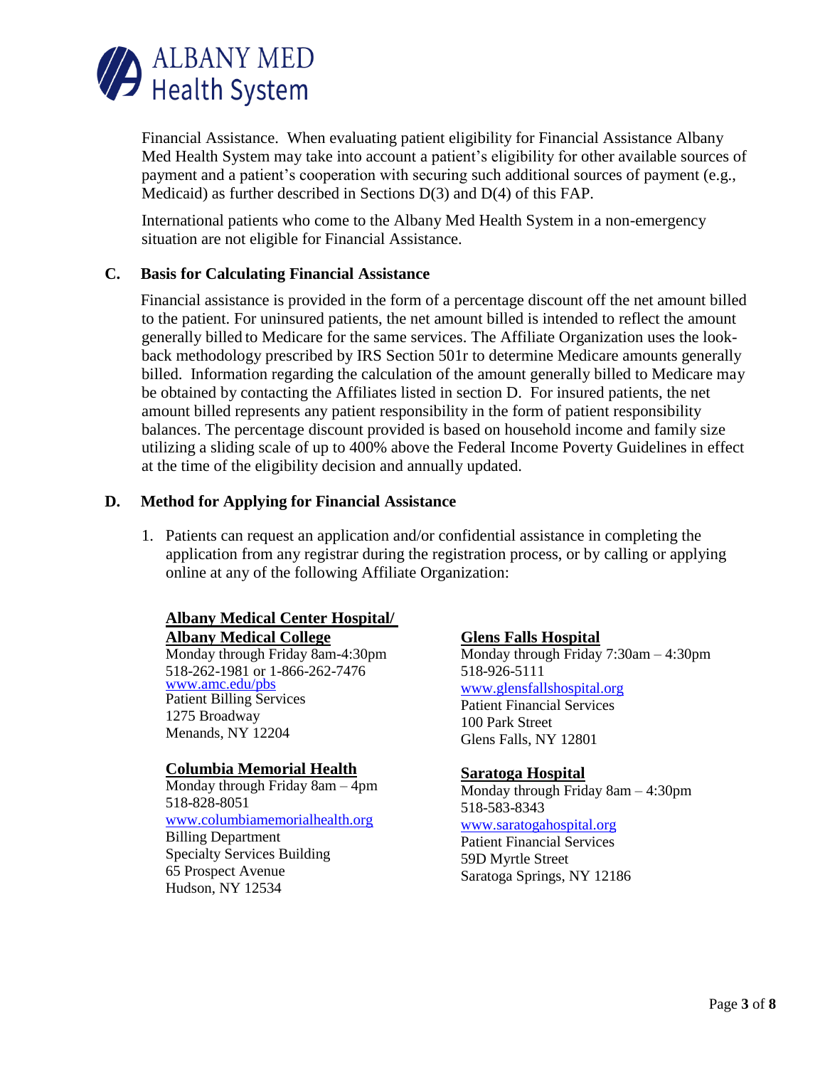Financial Assistance. When evaluating patient eligibility for Financial Assistance Albany Med Health System may take into account a patient's eligibility for other available sources of payment and a patient's cooperation with securing such additional sources of payment (e.g., Medicaid) as further described in Sections D(3) and D(4) of this FAP.

International patients who come to the Albany Med Health System in a non-emergency situation are not eligible for Financial Assistance.

### C. Basis for Calculating Financial Assistance

Financial assistance is provided in the form of a percentage discount off the net amount billed to the patient. For uninsured patients, the net amount billed is intended to reflect the amount generally billed to Medicare for the same services. The Affiliate Organization uses the look-back methodology prescribed by IRS Section 501r to determine Medicare amounts generally billed. Information regarding the calculation of the amount generally billed to Medicare may be obtained by contacting the Affiliates listed in section D. For insured patients, the net amount billed represents any patient responsibility in the form of patient responsibility balances. The percentage discount provided is based on household income and family size utilizing a sliding scale of up to 400% above the Federal Income Poverty Guidelines in effect at the time of the eligibility decision and annually updated.

### D. Method for Applying for Financial Assistance

1. Patients can request an application and/or confidential assistance in completing the application from any registrar during the registration process, or by calling or applying online at any of the following Affiliate Organization:

**Albany Medical Center Hospital/ Albany Medical College**
Monday through Friday 8am-4:30pm
518-262-1981 or 1-866-262-7476
www.amc.edu/pbs
Patient Billing Services
1275 Broadway
Menands, NY 12204

**Columbia Memorial Health**
Monday through Friday 8am – 4pm
518-828-8051
www.columbiamemorialhealth.org
Billing Department
Specialty Services Building
65 Prospect Avenue
Hudson, NY 12534

**Glens Falls Hospital**
Monday through Friday 7:30am – 4:30pm
518-926-5111
www.glensfallshospital.org
Patient Financial Services
100 Park Street
Glens Falls, NY 12801

**Saratoga Hospital**
Monday through Friday 8am – 4:30pm
518-583-8343
www.saratogahospital.org
Patient Financial Services
59D Myrtle Street
Saratoga Springs, NY 12186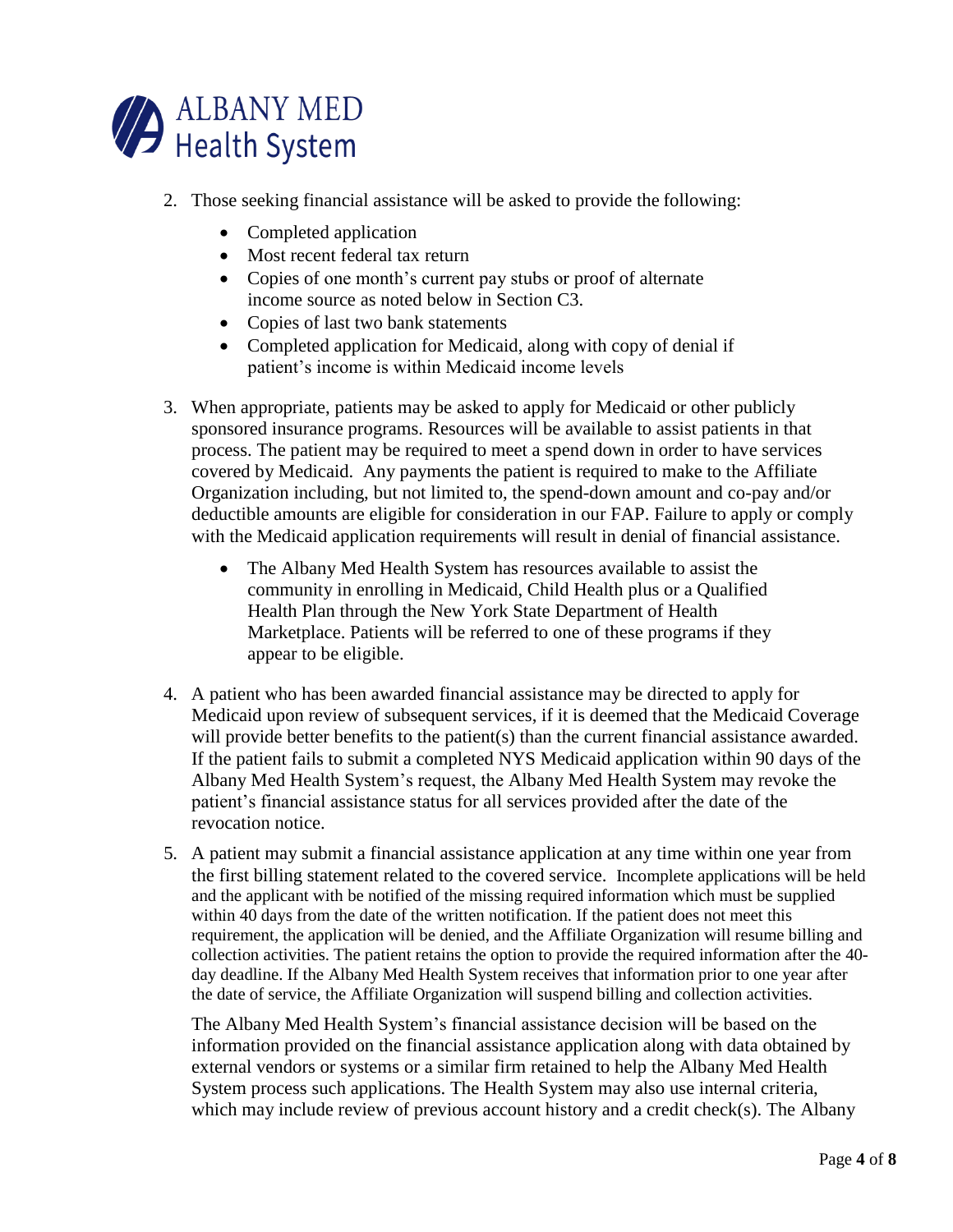2. Those seeking financial assistance will be asked to provide the following:
   - Completed application
   - Most recent federal tax return
   - Copies of one month's current pay stubs or proof of alternate income source as noted below in Section C3.
   - Copies of last two bank statements
   - Completed application for Medicaid, along with copy of denial if patient's income is within Medicaid income levels

3. When appropriate, patients may be asked to apply for Medicaid or other publicly sponsored insurance programs. Resources will be available to assist patients in that process. The patient may be required to meet a spend down in order to have services covered by Medicaid. Any payments the patient is required to make to the Affiliate Organization including, but not limited to, the spend-down amount and co-pay and/or deductible amounts are eligible for consideration in our FAP. Failure to apply or comply with the Medicaid application requirements will result in denial of financial assistance.
   - The Albany Med Health System has resources available to assist the community in enrolling in Medicaid, Child Health plus or a Qualified Health Plan through the New York State Department of Health Marketplace. Patients will be referred to one of these programs if they appear to be eligible.

4. A patient who has been awarded financial assistance may be directed to apply for Medicaid upon review of subsequent services, if it is deemed that the Medicaid Coverage will provide better benefits to the patient(s) than the current financial assistance awarded. If the patient fails to submit a completed NYS Medicaid application within 90 days of the Albany Med Health System's request, the Albany Med Health System may revoke the patient's financial assistance status for all services provided after the date of the revocation notice.

5. A patient may submit a financial assistance application at any time within one year from the first billing statement related to the covered service. Incomplete applications will be held and the applicant with be notified of the missing required information which must be supplied within 40 days from the date of the written notification. If the patient does not meet this requirement, the application will be denied, and the Affiliate Organization will resume billing and collection activities. The patient retains the option to provide the required information after the 40-day deadline. If the Albany Med Health System receives that information prior to one year after the date of service, the Affiliate Organization will suspend billing and collection activities.

   The Albany Med Health System's financial assistance decision will be based on the information provided on the financial assistance application along with data obtained by external vendors or systems or a similar firm retained to help the Albany Med Health System process such applications. The Health System may also use internal criteria, which may include review of previous account history and a credit check(s). The Albany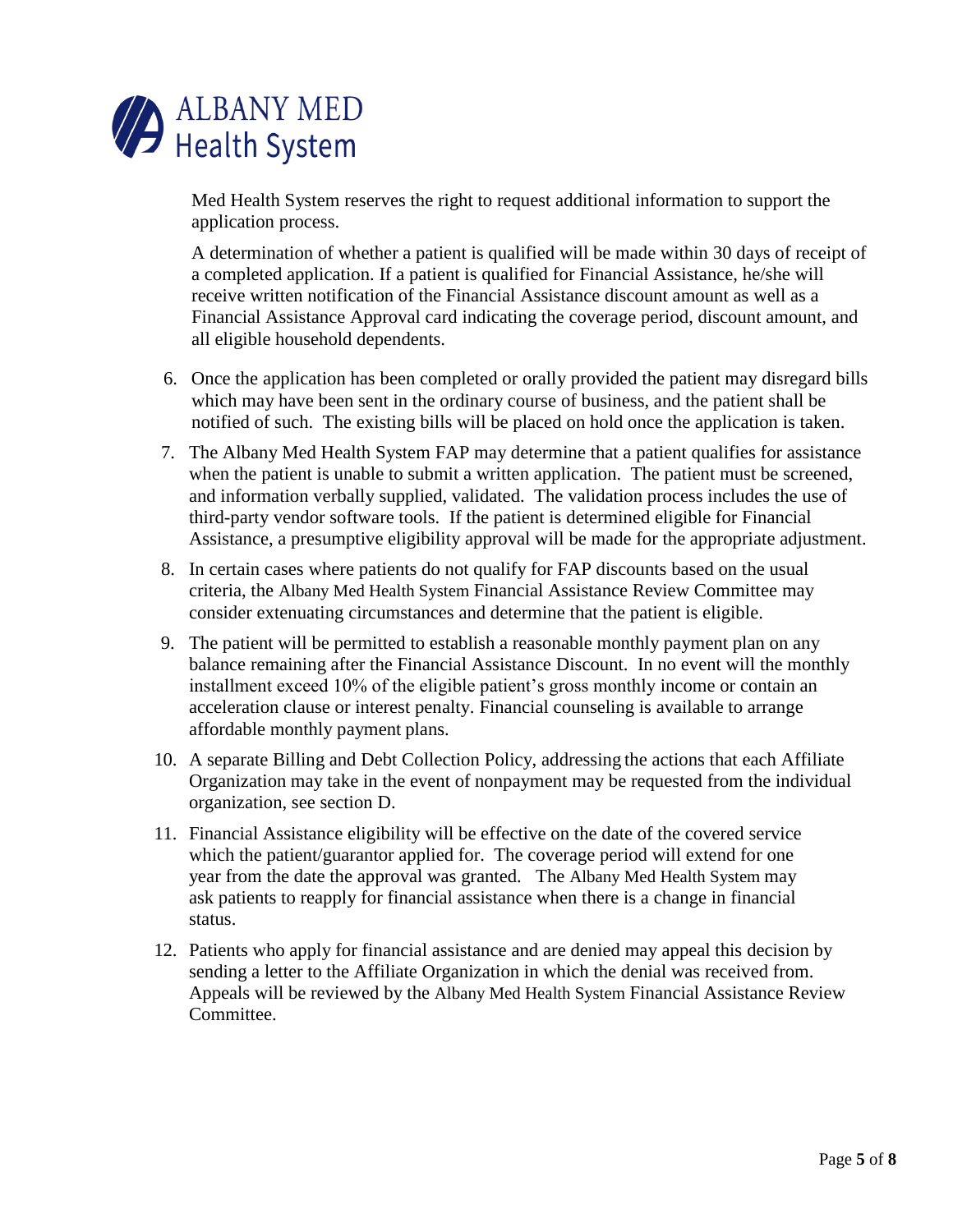Med Health System reserves the right to request additional information to support the application process.

A determination of whether a patient is qualified will be made within 30 days of receipt of a completed application. If a patient is qualified for Financial Assistance, he/she will receive written notification of the Financial Assistance discount amount as well as a Financial Assistance Approval card indicating the coverage period, discount amount, and all eligible household dependents.

6. Once the application has been completed or orally provided the patient may disregard bills which may have been sent in the ordinary course of business, and the patient shall be notified of such. The existing bills will be placed on hold once the application is taken.
7. The Albany Med Health System FAP may determine that a patient qualifies for assistance when the patient is unable to submit a written application. The patient must be screened, and information verbally supplied, validated. The validation process includes the use of third-party vendor software tools. If the patient is determined eligible for Financial Assistance, a presumptive eligibility approval will be made for the appropriate adjustment.
8. In certain cases where patients do not qualify for FAP discounts based on the usual criteria, the Albany Med Health System Financial Assistance Review Committee may consider extenuating circumstances and determine that the patient is eligible.
9. The patient will be permitted to establish a reasonable monthly payment plan on any balance remaining after the Financial Assistance Discount. In no event will the monthly installment exceed 10% of the eligible patient's gross monthly income or contain an acceleration clause or interest penalty. Financial counseling is available to arrange affordable monthly payment plans.
10. A separate Billing and Debt Collection Policy, addressing the actions that each Affiliate Organization may take in the event of nonpayment may be requested from the individual organization, see section D.
11. Financial Assistance eligibility will be effective on the date of the covered service which the patient/guarantor applied for. The coverage period will extend for one year from the date the approval was granted. The Albany Med Health System may ask patients to reapply for financial assistance when there is a change in financial status.
12. Patients who apply for financial assistance and are denied may appeal this decision by sending a letter to the Affiliate Organization in which the denial was received from. Appeals will be reviewed by the Albany Med Health System Financial Assistance Review Committee.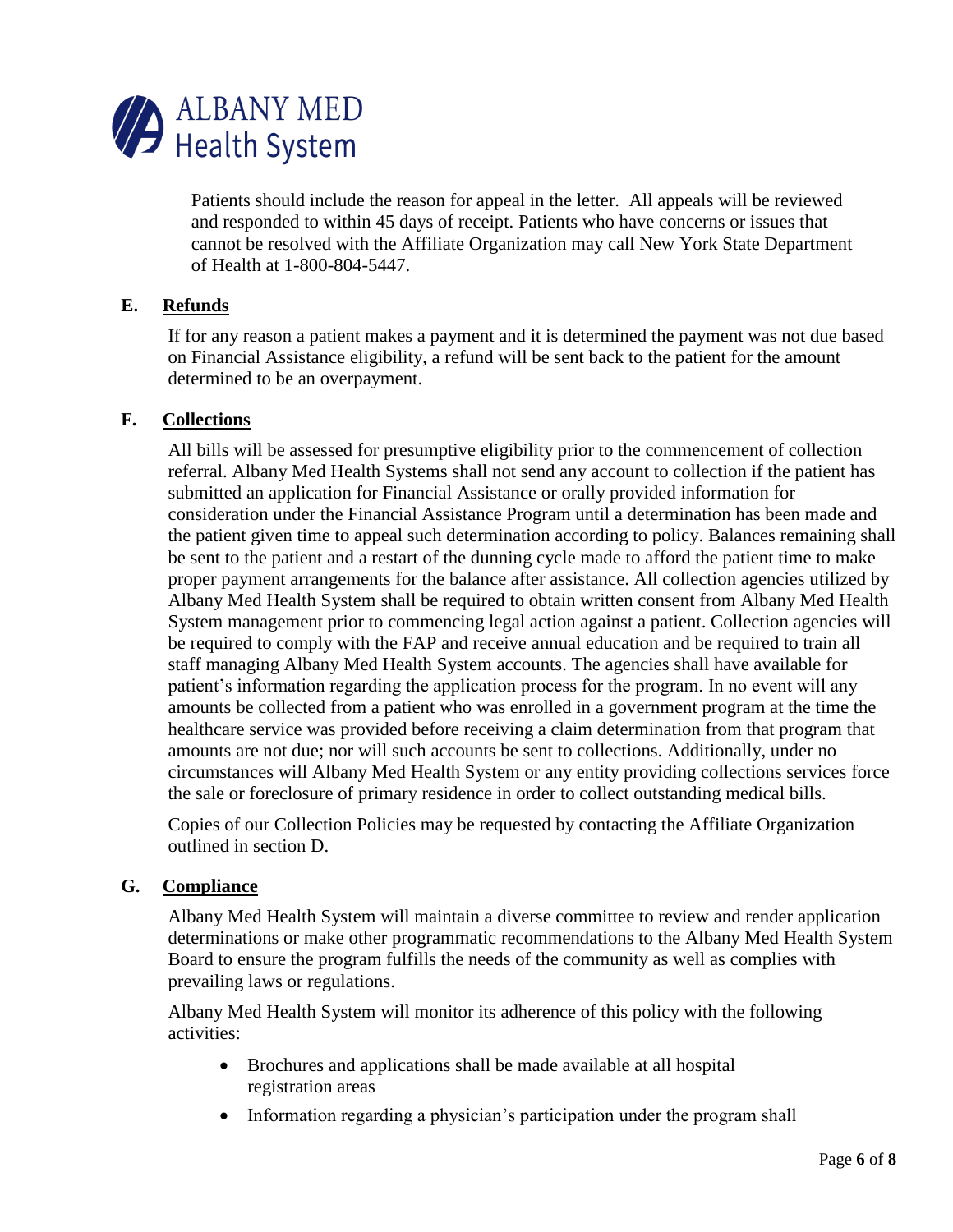Patients should include the reason for appeal in the letter. All appeals will be reviewed and responded to within 45 days of receipt. Patients who have concerns or issues that cannot be resolved with the Affiliate Organization may call New York State Department of Health at 1-800-804-5447.

### E. Refunds

If for any reason a patient makes a payment and it is determined the payment was not due based on Financial Assistance eligibility, a refund will be sent back to the patient for the amount determined to be an overpayment.

### F. Collections

All bills will be assessed for presumptive eligibility prior to the commencement of collection referral. Albany Med Health Systems shall not send any account to collection if the patient has submitted an application for Financial Assistance or orally provided information for consideration under the Financial Assistance Program until a determination has been made and the patient given time to appeal such determination according to policy. Balances remaining shall be sent to the patient and a restart of the dunning cycle made to afford the patient time to make proper payment arrangements for the balance after assistance. All collection agencies utilized by Albany Med Health System shall be required to obtain written consent from Albany Med Health System management prior to commencing legal action against a patient. Collection agencies will be required to comply with the FAP and receive annual education and be required to train all staff managing Albany Med Health System accounts. The agencies shall have available for patient's information regarding the application process for the program. In no event will any amounts be collected from a patient who was enrolled in a government program at the time the healthcare service was provided before receiving a claim determination from that program that amounts are not due; nor will such accounts be sent to collections. Additionally, under no circumstances will Albany Med Health System or any entity providing collections services force the sale or foreclosure of primary residence in order to collect outstanding medical bills.

Copies of our Collection Policies may be requested by contacting the Affiliate Organization outlined in section D.

### G. Compliance

Albany Med Health System will maintain a diverse committee to review and render application determinations or make other programmatic recommendations to the Albany Med Health System Board to ensure the program fulfills the needs of the community as well as complies with prevailing laws or regulations.

Albany Med Health System will monitor its adherence of this policy with the following activities:

- Brochures and applications shall be made available at all hospital registration areas
- Information regarding a physician's participation under the program shall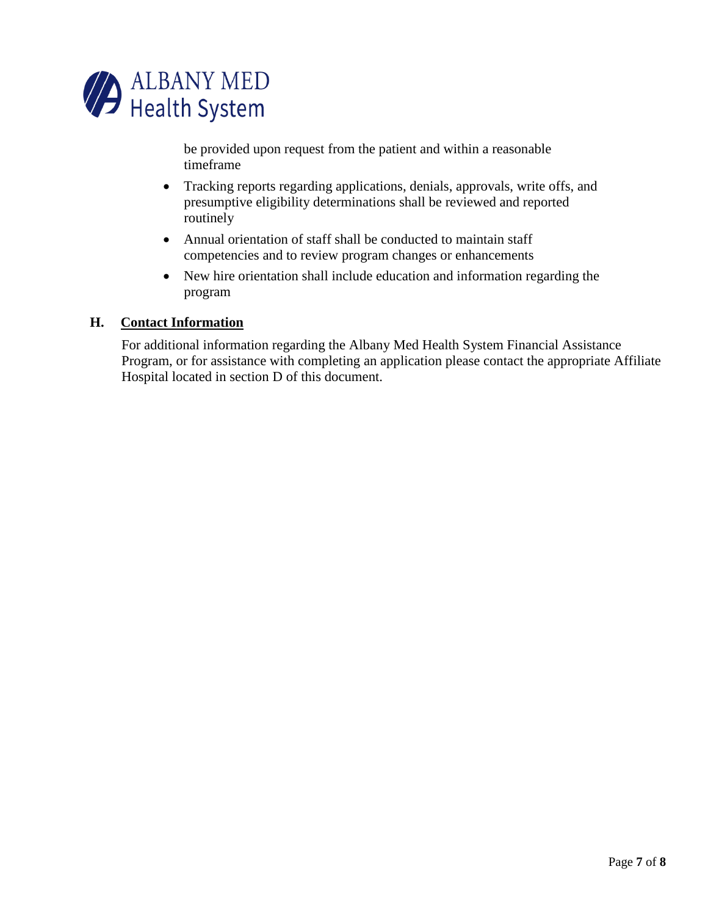be provided upon request from the patient and within a reasonable timeframe

- Tracking reports regarding applications, denials, approvals, write offs, and presumptive eligibility determinations shall be reviewed and reported routinely
- Annual orientation of staff shall be conducted to maintain staff competencies and to review program changes or enhancements
- New hire orientation shall include education and information regarding the program

## H. Contact Information

For additional information regarding the Albany Med Health System Financial Assistance Program, or for assistance with completing an application please contact the appropriate Affiliate Hospital located in section D of this document.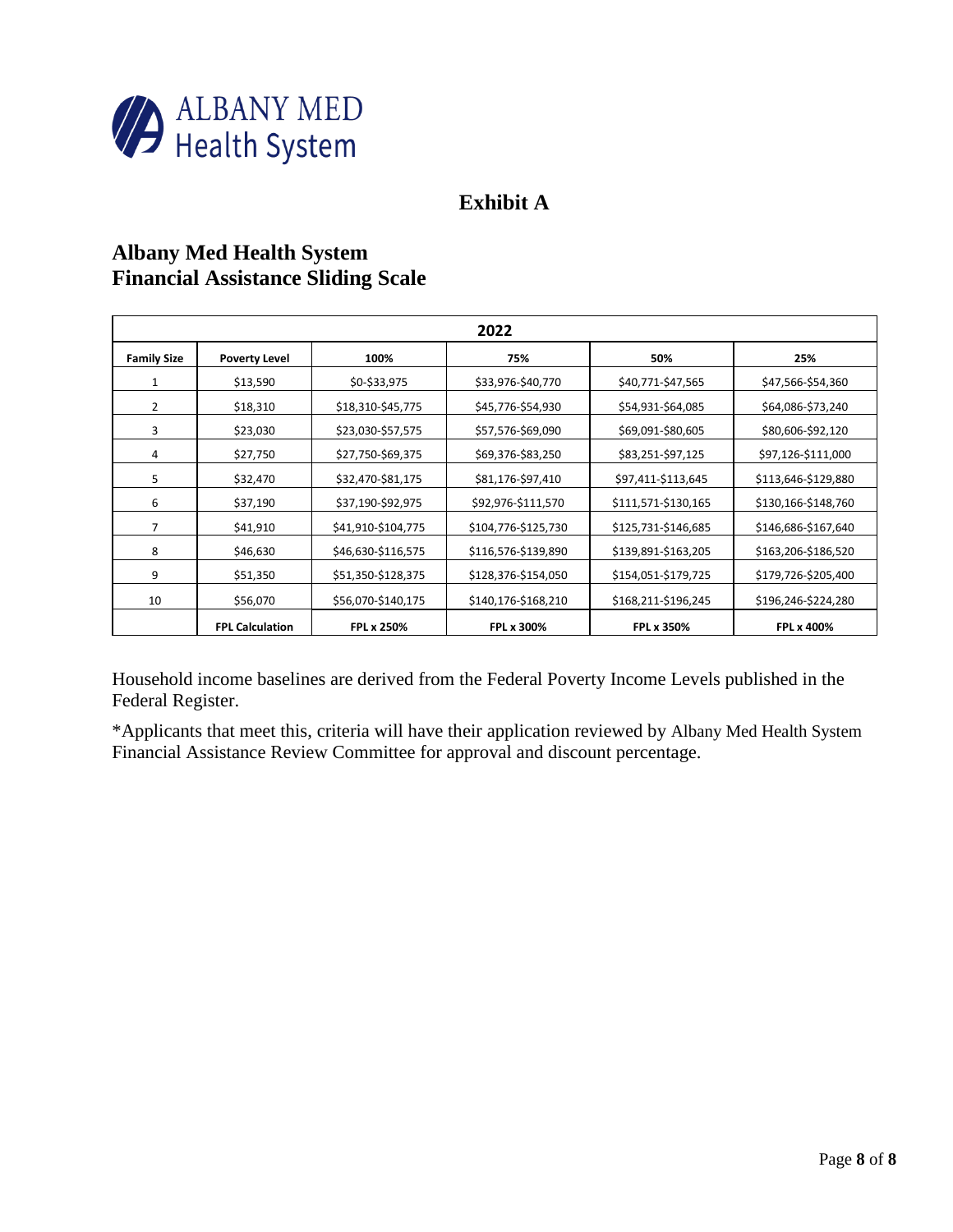ALBANY MED
Health System

## Exhibit A

## Albany Med Health System
## Financial Assistance Sliding Scale

| 2022 | | | | | |
|---|---|---|---|---|---|
| **Family Size** | **Poverty Level** | **100%** | **75%** | **50%** | **25%** |
| 1 | $13,590 | $0-$33,975 | $33,976-$40,770 | $40,771-$47,565 | $47,566-$54,360 |
| 2 | $18,310 | $18,310-$45,775 | $45,776-$54,930 | $54,931-$64,085 | $64,086-$73,240 |
| 3 | $23,030 | $23,030-$57,575 | $57,576-$69,090 | $69,091-$80,605 | $80,606-$92,120 |
| 4 | $27,750 | $27,750-$69,375 | $69,376-$83,250 | $83,251-$97,125 | $97,126-$111,000 |
| 5 | $32,470 | $32,470-$81,175 | $81,176-$97,410 | $97,411-$113,645 | $113,646-$129,880 |
| 6 | $37,190 | $37,190-$92,975 | $92,976-$111,570 | $111,571-$130,165 | $130,166-$148,760 |
| 7 | $41,910 | $41,910-$104,775 | $104,776-$125,730 | $125,731-$146,685 | $146,686-$167,640 |
| 8 | $46,630 | $46,630-$116,575 | $116,576-$139,890 | $139,891-$163,205 | $163,206-$186,520 |
| 9 | $51,350 | $51,350-$128,375 | $128,376-$154,050 | $154,051-$179,725 | $179,726-$205,400 |
| 10 | $56,070 | $56,070-$140,175 | $140,176-$168,210 | $168,211-$196,245 | $196,246-$224,280 |
| | **FPL Calculation** | **FPL x 250%** | **FPL x 300%** | **FPL x 350%** | **FPL x 400%** |

Household income baselines are derived from the Federal Poverty Income Levels published in the Federal Register.

*Applicants that meet this, criteria will have their application reviewed by Albany Med Health System Financial Assistance Review Committee for approval and discount percentage.